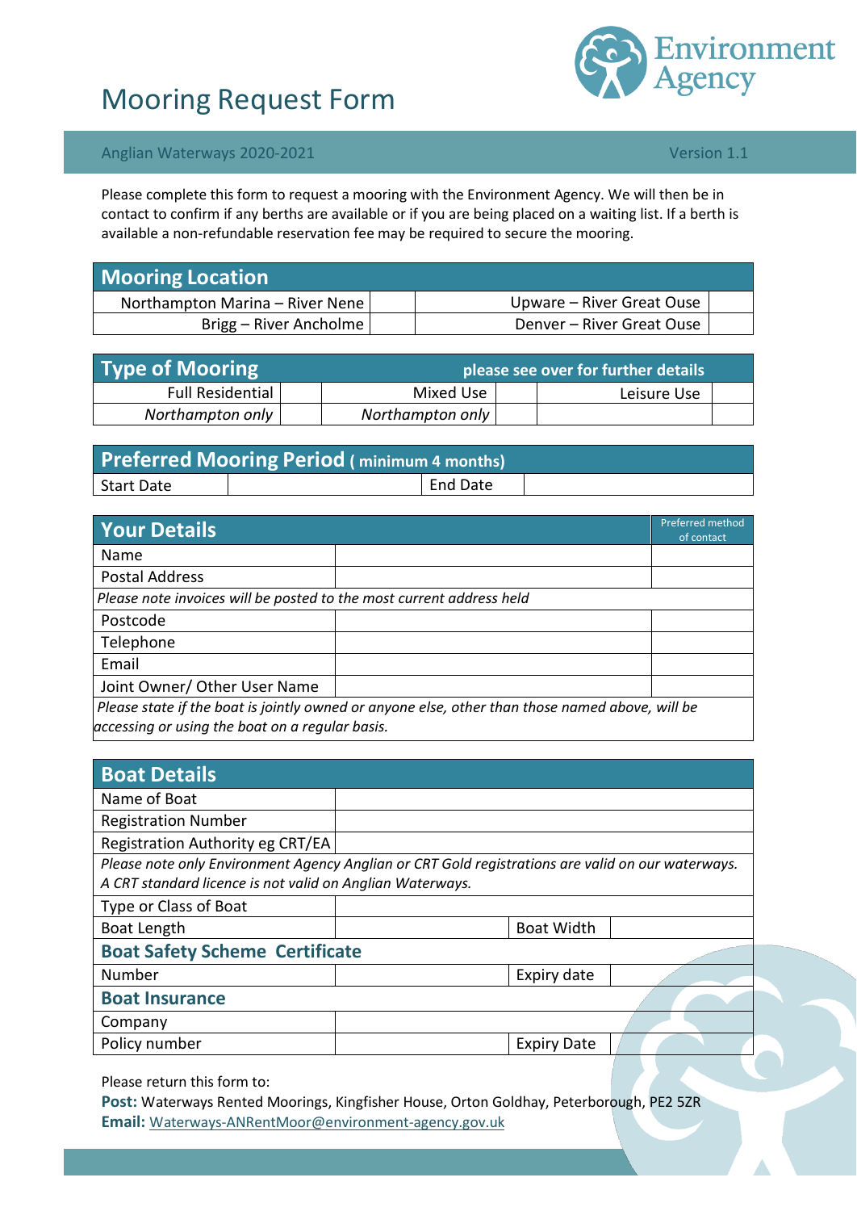# Mooring Request Form

Anglian Waterways 2020-2021 — Version 1.1

Please complete this form to request a mooring with the Environment Agency. We will then be in contact to confirm if any berths are available or if you are being placed on a waiting list. If a berth is available a non-refundable reservation fee may be required to secure the mooring.

| **Mooring Location** | | | |
|---|---|---|---|
| Northampton Marina – River Nene | | Upware – River Great Ouse | |
| Brigg – River Ancholme | | Denver – River Great Ouse | |

| **Type of Mooring** | | | | **please see over for further details** | |
|---|---|---|---|---|---|
| Full Residential | | Mixed Use | | Leisure Use | |
| *Northampton only* | | *Northampton only* | | | |

| **Preferred Mooring Period** ( minimum 4 months) | | | |
|---|---|---|---|
| Start Date | | End Date | |

| **Your Details** | | Preferred method of contact |
|---|---|---|
| Name | | |
| Postal Address | | |
| *Please note invoices will be posted to the most current address held* | | |
| Postcode | | |
| Telephone | | |
| Email | | |
| Joint Owner/ Other User Name | | |
| *Please state if the boat is jointly owned or anyone else, other than those named above, will be accessing or using the boat on a regular basis.* | | |

| **Boat Details** | | | |
|---|---|---|---|
| Name of Boat | | | |
| Registration Number | | | |
| Registration Authority eg CRT/EA | | | |
| *Please note only Environment Agency Anglian or CRT Gold registrations are valid on our waterways. A CRT standard licence is not valid on Anglian Waterways.* | | | |
| Type or Class of Boat | | | |
| Boat Length | | Boat Width | |
| **Boat Safety Scheme Certificate** | | | |
| Number | | Expiry date | |
| **Boat Insurance** | | | |
| Company | | | |
| Policy number | | Expiry Date | |

Please return this form to:

**Post:** Waterways Rented Moorings, Kingfisher House, Orton Goldhay, Peterborough, PE2 5ZR
**Email:** Waterways-ANRentMoor@environment-agency.gov.uk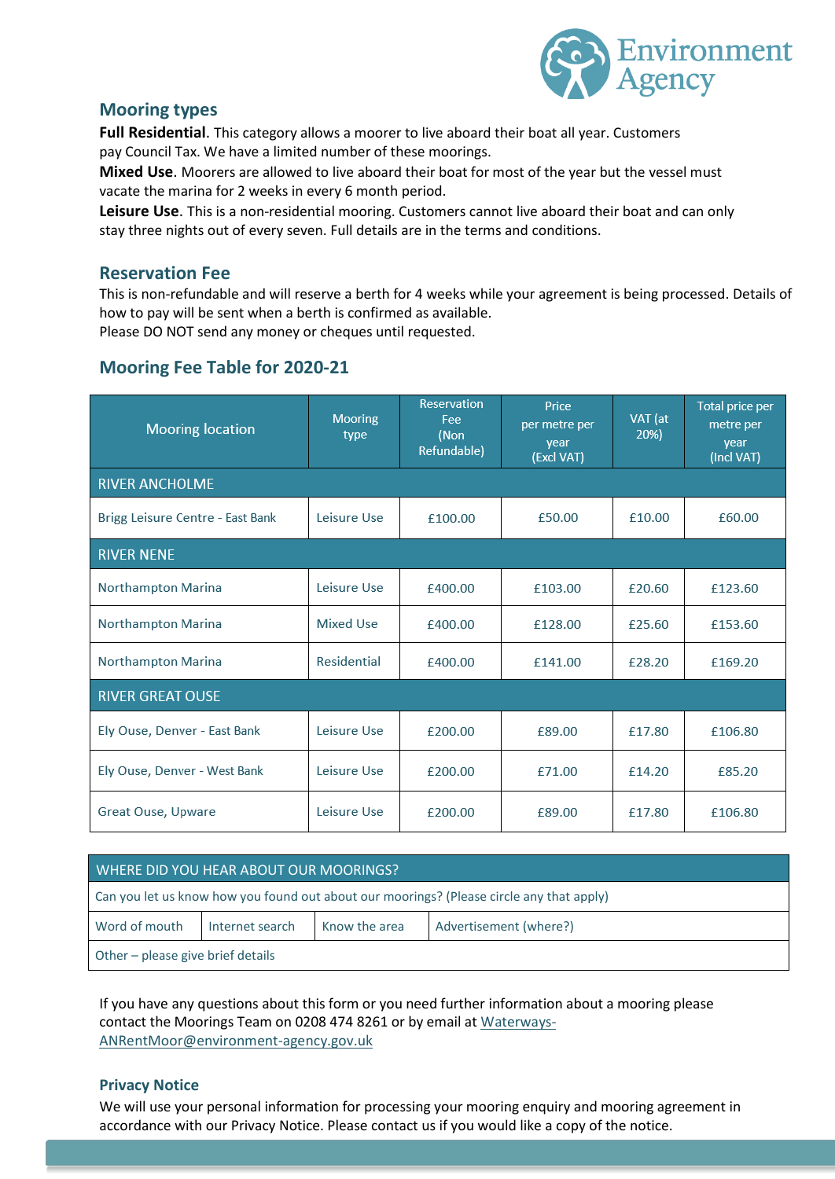## Mooring types

**Full Residential**. This category allows a moorer to live aboard their boat all year. Customers pay Council Tax. We have a limited number of these moorings.

**Mixed Use**. Moorers are allowed to live aboard their boat for most of the year but the vessel must vacate the marina for 2 weeks in every 6 month period.

**Leisure Use**. This is a non-residential mooring. Customers cannot live aboard their boat and can only stay three nights out of every seven. Full details are in the terms and conditions.

## Reservation Fee

This is non-refundable and will reserve a berth for 4 weeks while your agreement is being processed. Details of how to pay will be sent when a berth is confirmed as available.

Please DO NOT send any money or cheques until requested.

## Mooring Fee Table for 2020-21

| Mooring location | Mooring type | Reservation Fee (Non Refundable) | Price per metre per year (Excl VAT) | VAT (at 20%) | Total price per metre per year (Incl VAT) |
|---|---|---|---|---|---|
| RIVER ANCHOLME | | | | | |
| Brigg Leisure Centre - East Bank | Leisure Use | £100.00 | £50.00 | £10.00 | £60.00 |
| RIVER NENE | | | | | |
| Northampton Marina | Leisure Use | £400.00 | £103.00 | £20.60 | £123.60 |
| Northampton Marina | Mixed Use | £400.00 | £128.00 | £25.60 | £153.60 |
| Northampton Marina | Residential | £400.00 | £141.00 | £28.20 | £169.20 |
| RIVER GREAT OUSE | | | | | |
| Ely Ouse, Denver - East Bank | Leisure Use | £200.00 | £89.00 | £17.80 | £106.80 |
| Ely Ouse, Denver - West Bank | Leisure Use | £200.00 | £71.00 | £14.20 | £85.20 |
| Great Ouse, Upware | Leisure Use | £200.00 | £89.00 | £17.80 | £106.80 |

| WHERE DID YOU HEAR ABOUT OUR MOORINGS? | | | |
|---|---|---|---|
| Can you let us know how you found out about our moorings? (Please circle any that apply) | | | |
| Word of mouth | Internet search | Know the area | Advertisement (where?) |
| Other – please give brief details | | | |

If you have any questions about this form or you need further information about a mooring please contact the Moorings Team on 0208 474 8261 or by email at Waterways-ANRentMoor@environment-agency.gov.uk

### Privacy Notice

We will use your personal information for processing your mooring enquiry and mooring agreement in accordance with our Privacy Notice. Please contact us if you would like a copy of the notice.